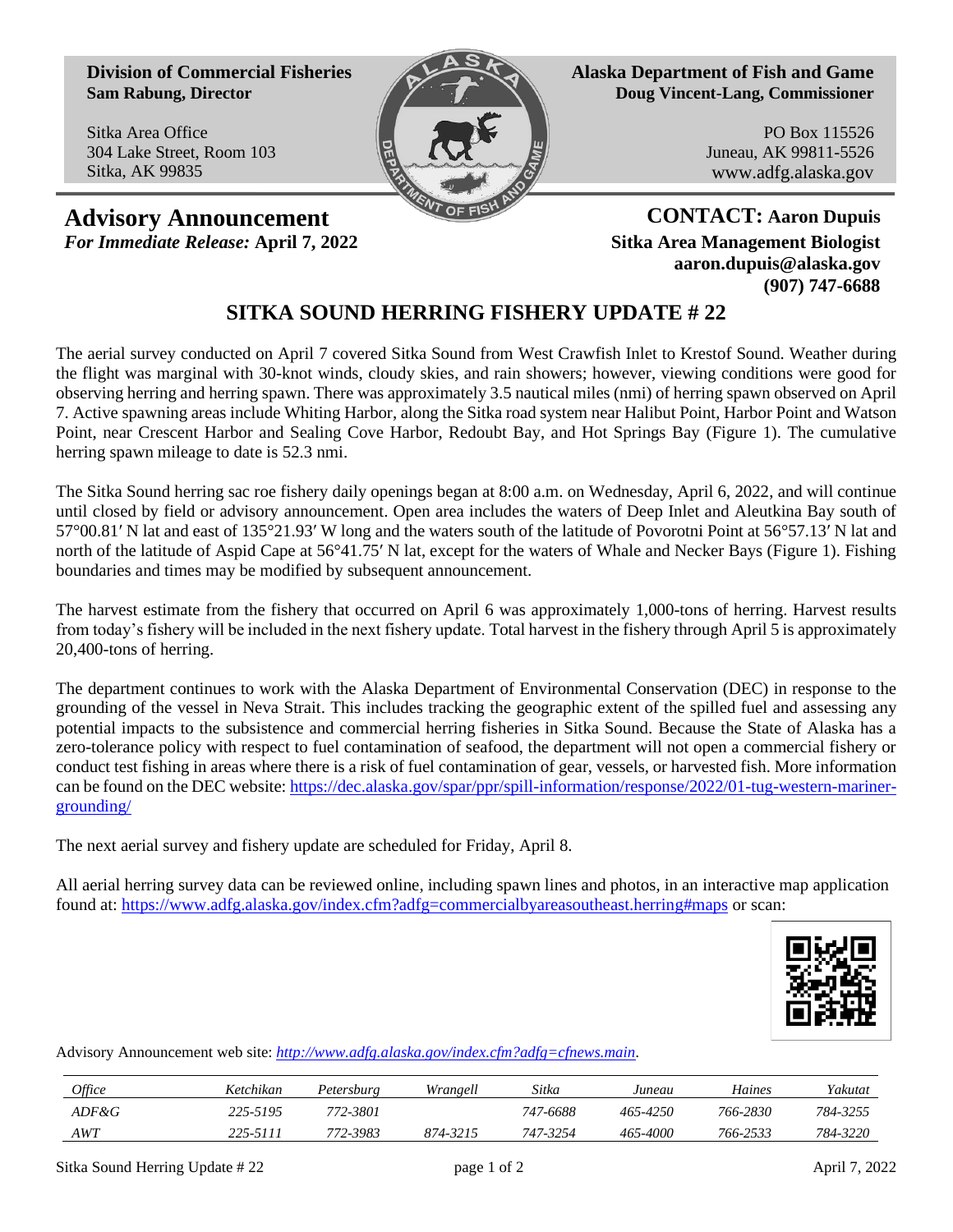**Division of Commercial Fisheries**
**Sam Rabung, Director**

Sitka Area Office
304 Lake Street, Room 103
Sitka, AK 99835

**Alaska Department of Fish and Game**
**Doug Vincent-Lang, Commissioner**

PO Box 115526
Juneau, AK 99811-5526
www.adfg.alaska.gov

## Advisory Announcement

*For Immediate Release:* **April 7, 2022**

**CONTACT: Aaron Dupuis**
**Sitka Area Management Biologist**
**aaron.dupuis@alaska.gov**
**(907) 747-6688**

# SITKA SOUND HERRING FISHERY UPDATE # 22

The aerial survey conducted on April 7 covered Sitka Sound from West Crawfish Inlet to Krestof Sound. Weather during the flight was marginal with 30-knot winds, cloudy skies, and rain showers; however, viewing conditions were good for observing herring and herring spawn. There was approximately 3.5 nautical miles (nmi) of herring spawn observed on April 7. Active spawning areas include Whiting Harbor, along the Sitka road system near Halibut Point, Harbor Point and Watson Point, near Crescent Harbor and Sealing Cove Harbor, Redoubt Bay, and Hot Springs Bay (Figure 1). The cumulative herring spawn mileage to date is 52.3 nmi.

The Sitka Sound herring sac roe fishery daily openings began at 8:00 a.m. on Wednesday, April 6, 2022, and will continue until closed by field or advisory announcement. Open area includes the waters of Deep Inlet and Aleutkina Bay south of 57°00.81′ N lat and east of 135°21.93′ W long and the waters south of the latitude of Povorotni Point at 56°57.13′ N lat and north of the latitude of Aspid Cape at 56°41.75′ N lat, except for the waters of Whale and Necker Bays (Figure 1). Fishing boundaries and times may be modified by subsequent announcement.

The harvest estimate from the fishery that occurred on April 6 was approximately 1,000-tons of herring. Harvest results from today's fishery will be included in the next fishery update. Total harvest in the fishery through April 5 is approximately 20,400-tons of herring.

The department continues to work with the Alaska Department of Environmental Conservation (DEC) in response to the grounding of the vessel in Neva Strait. This includes tracking the geographic extent of the spilled fuel and assessing any potential impacts to the subsistence and commercial herring fisheries in Sitka Sound. Because the State of Alaska has a zero-tolerance policy with respect to fuel contamination of seafood, the department will not open a commercial fishery or conduct test fishing in areas where there is a risk of fuel contamination of gear, vessels, or harvested fish. More information can be found on the DEC website: https://dec.alaska.gov/spar/ppr/spill-information/response/2022/01-tug-western-mariner-grounding/

The next aerial survey and fishery update are scheduled for Friday, April 8.

All aerial herring survey data can be reviewed online, including spawn lines and photos, in an interactive map application found at: https://www.adfg.alaska.gov/index.cfm?adfg=commercialbyareasoutheast.herring#maps or scan:

Advisory Announcement web site: *http://www.adfg.alaska.gov/index.cfm?adfg=cfnews.main*.

| *Office* | *Ketchikan* | *Petersburg* | *Wrangell* | *Sitka* | *Juneau* | *Haines* | *Yakutat* |
|---|---|---|---|---|---|---|---|
| *ADF&G* | *225-5195* | *772-3801* | | *747-6688* | *465-4250* | *766-2830* | *784-3255* |
| *AWT* | *225-5111* | *772-3983* | *874-3215* | *747-3254* | *465-4000* | *766-2533* | *784-3220* |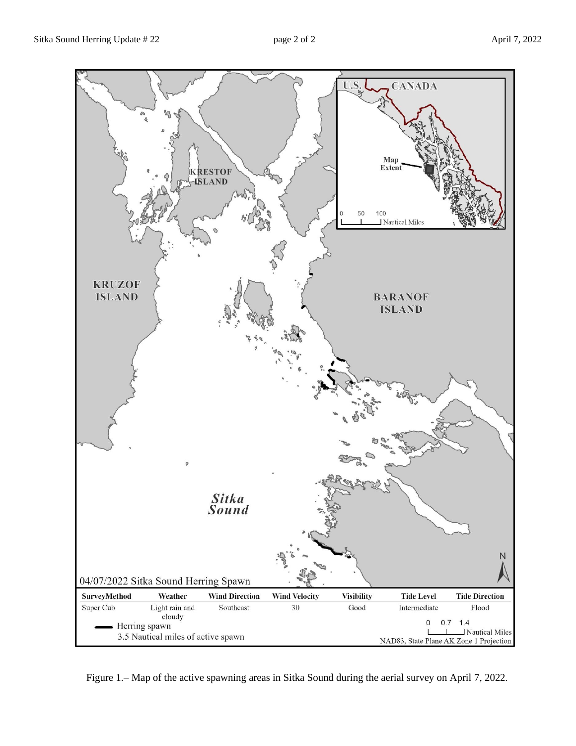KRESTOF ISLAND

KRUZOF ISLAND

BARANOF ISLAND

*Sitka Sound*

U.S.

CANADA

Map Extent

0 50 100 Nautical Miles

N

04/07/2022 Sitka Sound Herring Spawn

| SurveyMethod | Weather | Wind Direction | Wind Velocity | Visibility | Tide Level | Tide Direction |
|---|---|---|---|---|---|---|
| Super Cub | Light rain and cloudy | Southeast | 30 | Good | Intermediate | Flood |

Herring spawn

3.5 Nautical miles of active spawn

0 0.7 1.4 Nautical Miles

NAD83, State Plane AK Zone 1 Projection

Figure 1.– Map of the active spawning areas in Sitka Sound during the aerial survey on April 7, 2022.